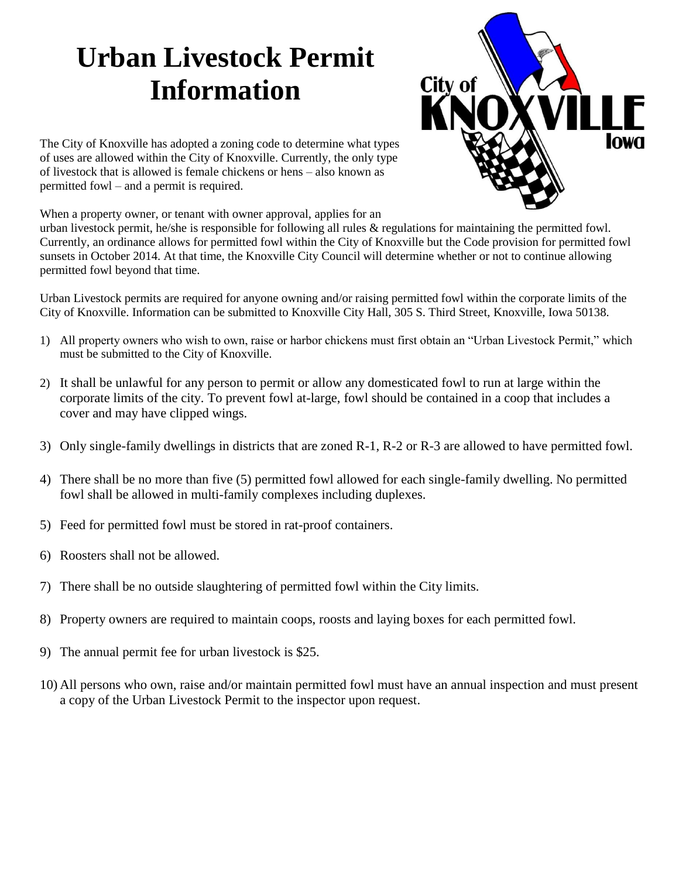# Urban Livestock Permit Information

The City of Knoxville has adopted a zoning code to determine what types of uses are allowed within the City of Knoxville. Currently, the only type of livestock that is allowed is female chickens or hens – also known as permitted fowl – and a permit is required.

When a property owner, or tenant with owner approval, applies for an urban livestock permit, he/she is responsible for following all rules & regulations for maintaining the permitted fowl. Currently, an ordinance allows for permitted fowl within the City of Knoxville but the Code provision for permitted fowl sunsets in October 2014. At that time, the Knoxville City Council will determine whether or not to continue allowing permitted fowl beyond that time.

Urban Livestock permits are required for anyone owning and/or raising permitted fowl within the corporate limits of the City of Knoxville. Information can be submitted to Knoxville City Hall, 305 S. Third Street, Knoxville, Iowa 50138.

1) All property owners who wish to own, raise or harbor chickens must first obtain an "Urban Livestock Permit," which must be submitted to the City of Knoxville.
2) It shall be unlawful for any person to permit or allow any domesticated fowl to run at large within the corporate limits of the city. To prevent fowl at-large, fowl should be contained in a coop that includes a cover and may have clipped wings.
3) Only single-family dwellings in districts that are zoned R-1, R-2 or R-3 are allowed to have permitted fowl.
4) There shall be no more than five (5) permitted fowl allowed for each single-family dwelling. No permitted fowl shall be allowed in multi-family complexes including duplexes.
5) Feed for permitted fowl must be stored in rat-proof containers.
6) Roosters shall not be allowed.
7) There shall be no outside slaughtering of permitted fowl within the City limits.
8) Property owners are required to maintain coops, roosts and laying boxes for each permitted fowl.
9) The annual permit fee for urban livestock is $25.
10) All persons who own, raise and/or maintain permitted fowl must have an annual inspection and must present a copy of the Urban Livestock Permit to the inspector upon request.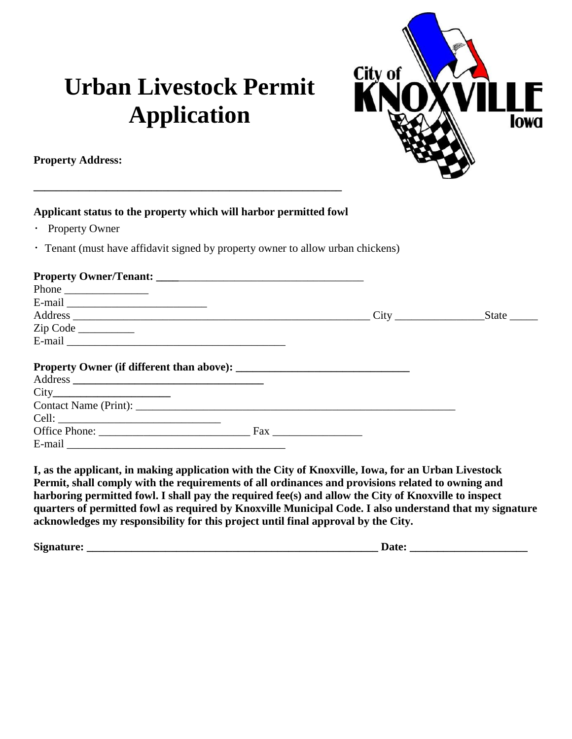# Urban Livestock Permit Application

**Property Address:**

**_______________________________________________________**

**Applicant status to the property which will harbor permitted fowl**

- Property Owner
- Tenant (must have affidavit signed by property owner to allow urban chickens)

**Property Owner/Tenant: ____**____________________________________
Phone _______________
E-mail _________________________
Address _______________________________________________________ City ________________State _____
Zip Code __________
E-mail ________________________________________

**Property Owner (if different than above): ______________________________**
Address **__________________________________**
City**_____________________**
Contact Name (Print): ___________________________________________________________
Cell: ______________________________
Office Phone: ___________________________ Fax ________________
E-mail ________________________________________

**I, as the applicant, in making application with the City of Knoxville, Iowa, for an Urban Livestock Permit, shall comply with the requirements of all ordinances and provisions related to owning and harboring permitted fowl. I shall pay the required fee(s) and allow the City of Knoxville to inspect quarters of permitted fowl as required by Knoxville Municipal Code. I also understand that my signature acknowledges my responsibility for this project until final approval by the City.**

**Signature: _____________________________________________________ Date: _____________________**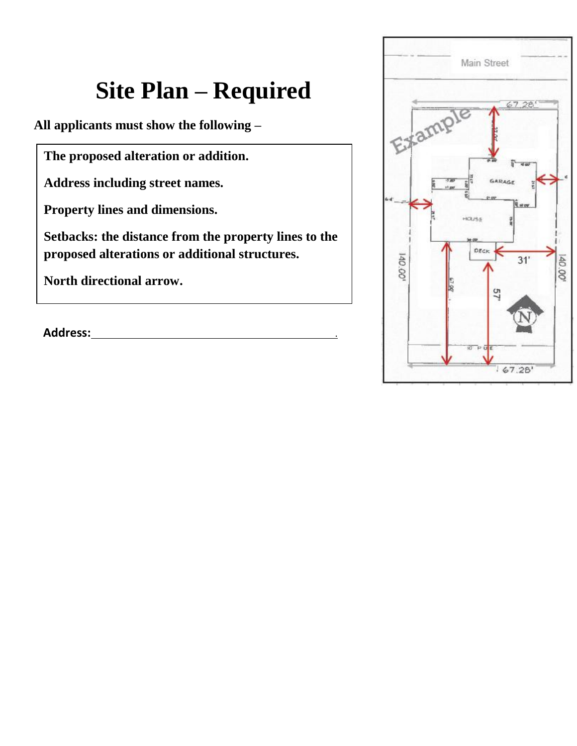# Site Plan – Required

**All applicants must show the following –**

**The proposed alteration or addition.**

**Address including street names.**

**Property lines and dimensions.**

**Setbacks: the distance from the property lines to the proposed alterations or additional structures.**

**North directional arrow.**

**Address:** ______________________________________________.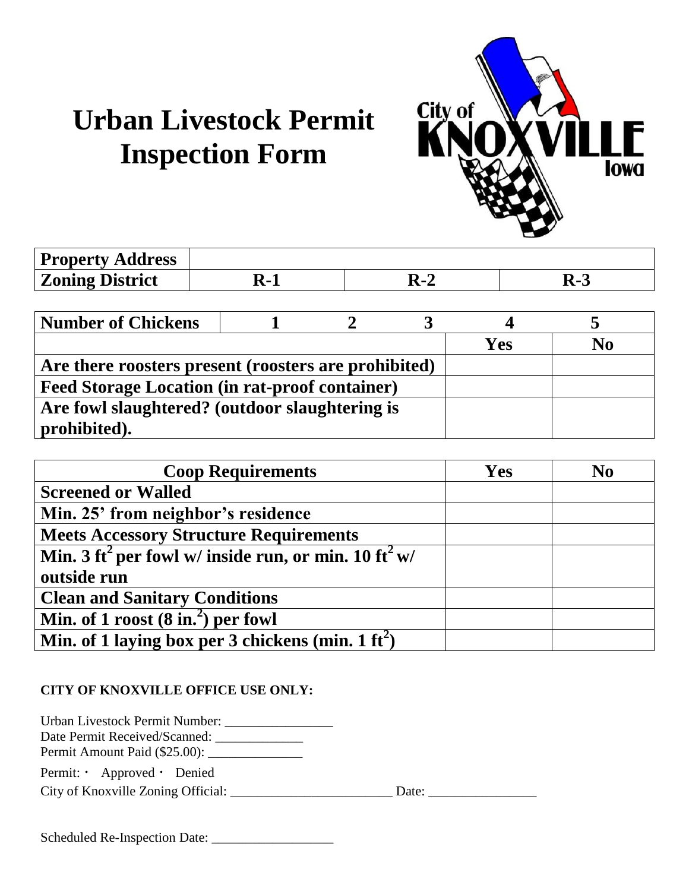# Urban Livestock Permit Inspection Form

| | | | |
|---|---|---|---|
| **Property Address** | | | |
| **Zoning District** | **R-1** | **R-2** | **R-3** |

| | | | | | |
|---|---|---|---|---|---|
| **Number of Chickens** | **1** | **2** | **3** | **4** | **5** |

| | **Yes** | **No** |
|---|---|---|
| **Are there roosters present (roosters are prohibited)** | | |
| **Feed Storage Location (in rat-proof container)** | | |
| **Are fowl slaughtered? (outdoor slaughtering is prohibited).** | | |

| **Coop Requirements** | **Yes** | **No** |
|---|---|---|
| **Screened or Walled** | | |
| **Min. 25' from neighbor's residence** | | |
| **Meets Accessory Structure Requirements** | | |
| **Min. 3 $ft^2$ per fowl w/ inside run, or min. 10 $ft^2$ w/ outside run** | | |
| **Clean and Sanitary Conditions** | | |
| **Min. of 1 roost (8 $in.^2$) per fowl** | | |
| **Min. of 1 laying box per 3 chickens (min. 1 $ft^2$)** | | |

**CITY OF KNOXVILLE OFFICE USE ONLY:**

Urban Livestock Permit Number: ________________

Date Permit Received/Scanned: _____________

Permit Amount Paid ($25.00): ______________

Permit: · Approved · Denied

City of Knoxville Zoning Official: ________________________ Date: ________________

Scheduled Re-Inspection Date: __________________